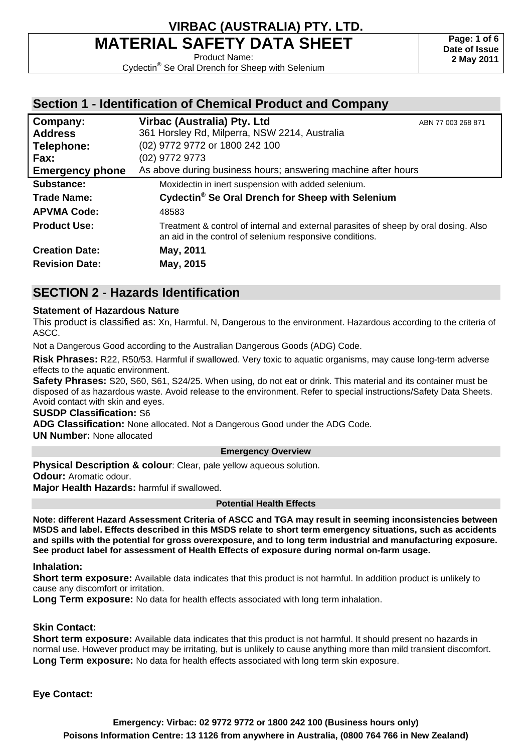# VIRBAC (AUSTRALIA) PTY. LTD.

# MATERIAL SAFETY DATA SHEET

Product Name:
Cydectin® Se Oral Drench for Sheep with Selenium

**Date of Issue 2 May 2011**

## Section 1 - Identification of Chemical Product and Company

| | | |
|---|---|---|
| **Company:** | **Virbac (Australia) Pty. Ltd** | ABN 77 003 268 871 |
| **Address** | 361 Horsley Rd, Milperra, NSW 2214, Australia | |
| **Telephone:** | (02) 9772 9772 or 1800 242 100 | |
| **Fax:** | (02) 9772 9773 | |
| **Emergency phone** | As above during business hours; answering machine after hours | |

**Substance:** Moxidectin in inert suspension with added selenium.

**Trade Name:** **Cydectin® Se Oral Drench for Sheep with Selenium**

**APVMA Code:** 48583

**Product Use:** Treatment & control of internal and external parasites of sheep by oral dosing. Also an aid in the control of selenium responsive conditions.

**Creation Date:** **May, 2011**

**Revision Date:** **May, 2015**

## SECTION 2 - Hazards Identification

**Statement of Hazardous Nature**

This product is classified as: Xn, Harmful. N, Dangerous to the environment. Hazardous according to the criteria of ASCC.

Not a Dangerous Good according to the Australian Dangerous Goods (ADG) Code.

**Risk Phrases:** R22, R50/53. Harmful if swallowed. Very toxic to aquatic organisms, may cause long-term adverse effects to the aquatic environment.

**Safety Phrases:** S20, S60, S61, S24/25. When using, do not eat or drink. This material and its container must be disposed of as hazardous waste. Avoid release to the environment. Refer to special instructions/Safety Data Sheets. Avoid contact with skin and eyes.

**SUSDP Classification:** S6

**ADG Classification:** None allocated. Not a Dangerous Good under the ADG Code.

**UN Number:** None allocated

### Emergency Overview

**Physical Description & colour**: Clear, pale yellow aqueous solution.

**Odour:** Aromatic odour.

**Major Health Hazards:** harmful if swallowed.

### Potential Health Effects

**Note: different Hazard Assessment Criteria of ASCC and TGA may result in seeming inconsistencies between MSDS and label. Effects described in this MSDS relate to short term emergency situations, such as accidents and spills with the potential for gross overexposure, and to long term industrial and manufacturing exposure. See product label for assessment of Health Effects of exposure during normal on-farm usage.**

**Inhalation:**

**Short term exposure:** Available data indicates that this product is not harmful. In addition product is unlikely to cause any discomfort or irritation.

**Long Term exposure:** No data for health effects associated with long term inhalation.

**Skin Contact:**

**Short term exposure:** Available data indicates that this product is not harmful. It should present no hazards in normal use. However product may be irritating, but is unlikely to cause anything more than mild transient discomfort.

**Long Term exposure:** No data for health effects associated with long term skin exposure.

**Eye Contact:**

**Emergency: Virbac: 02 9772 9772 or 1800 242 100 (Business hours only)**
**Poisons Information Centre: 13 1126 from anywhere in Australia, (0800 764 766 in New Zealand)**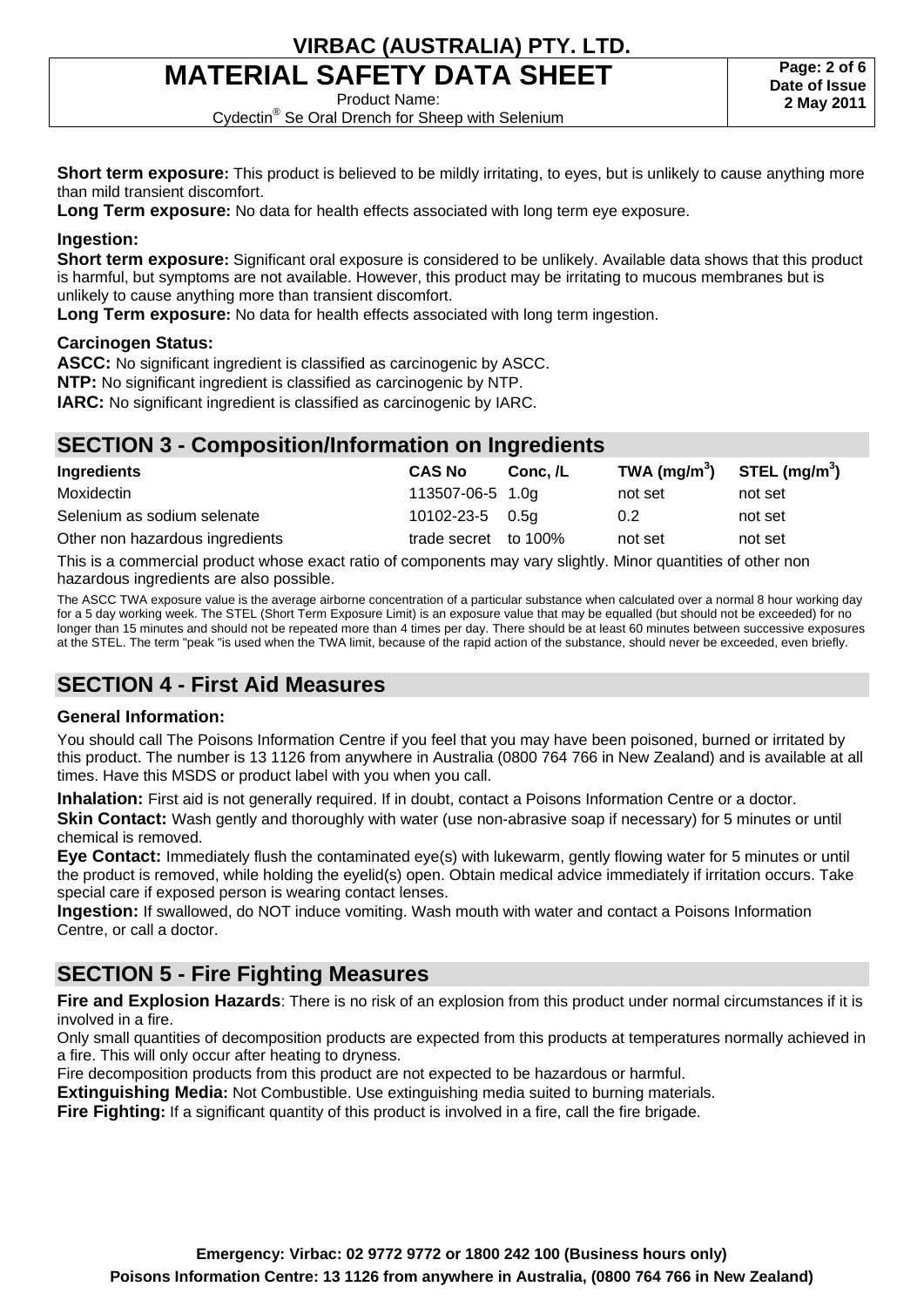**Short term exposure:** This product is believed to be mildly irritating, to eyes, but is unlikely to cause anything more than mild transient discomfort.
**Long Term exposure:** No data for health effects associated with long term eye exposure.

**Ingestion:**
**Short term exposure:** Significant oral exposure is considered to be unlikely. Available data shows that this product is harmful, but symptoms are not available. However, this product may be irritating to mucous membranes but is unlikely to cause anything more than transient discomfort.
**Long Term exposure:** No data for health effects associated with long term ingestion.

**Carcinogen Status:**
**ASCC:** No significant ingredient is classified as carcinogenic by ASCC.
**NTP:** No significant ingredient is classified as carcinogenic by NTP.
**IARC:** No significant ingredient is classified as carcinogenic by IARC.

## SECTION 3 - Composition/Information on Ingredients

| Ingredients | CAS No | Conc, /L | TWA ($mg/m^3$) | STEL ($mg/m^3$) |
|---|---|---|---|---|
| Moxidectin | 113507-06-5 | 1.0g | not set | not set |
| Selenium as sodium selenate | 10102-23-5 | 0.5g | 0.2 | not set |
| Other non hazardous ingredients | trade secret | to 100% | not set | not set |

This is a commercial product whose exact ratio of components may vary slightly. Minor quantities of other non hazardous ingredients are also possible.

The ASCC TWA exposure value is the average airborne concentration of a particular substance when calculated over a normal 8 hour working day for a 5 day working week. The STEL (Short Term Exposure Limit) is an exposure value that may be equalled (but should not be exceeded) for no longer than 15 minutes and should not be repeated more than 4 times per day. There should be at least 60 minutes between successive exposures at the STEL. The term "peak "is used when the TWA limit, because of the rapid action of the substance, should never be exceeded, even briefly.

## SECTION 4 - First Aid Measures

**General Information:**

You should call The Poisons Information Centre if you feel that you may have been poisoned, burned or irritated by this product. The number is 13 1126 from anywhere in Australia (0800 764 766 in New Zealand) and is available at all times. Have this MSDS or product label with you when you call.

**Inhalation:** First aid is not generally required. If in doubt, contact a Poisons Information Centre or a doctor.
**Skin Contact:** Wash gently and thoroughly with water (use non-abrasive soap if necessary) for 5 minutes or until chemical is removed.
**Eye Contact:** Immediately flush the contaminated eye(s) with lukewarm, gently flowing water for 5 minutes or until the product is removed, while holding the eyelid(s) open. Obtain medical advice immediately if irritation occurs. Take special care if exposed person is wearing contact lenses.
**Ingestion:** If swallowed, do NOT induce vomiting. Wash mouth with water and contact a Poisons Information Centre, or call a doctor.

## SECTION 5 - Fire Fighting Measures

**Fire and Explosion Hazards**: There is no risk of an explosion from this product under normal circumstances if it is involved in a fire.
Only small quantities of decomposition products are expected from this products at temperatures normally achieved in a fire. This will only occur after heating to dryness.
Fire decomposition products from this product are not expected to be hazardous or harmful.
**Extinguishing Media:** Not Combustible. Use extinguishing media suited to burning materials.
**Fire Fighting:** If a significant quantity of this product is involved in a fire, call the fire brigade.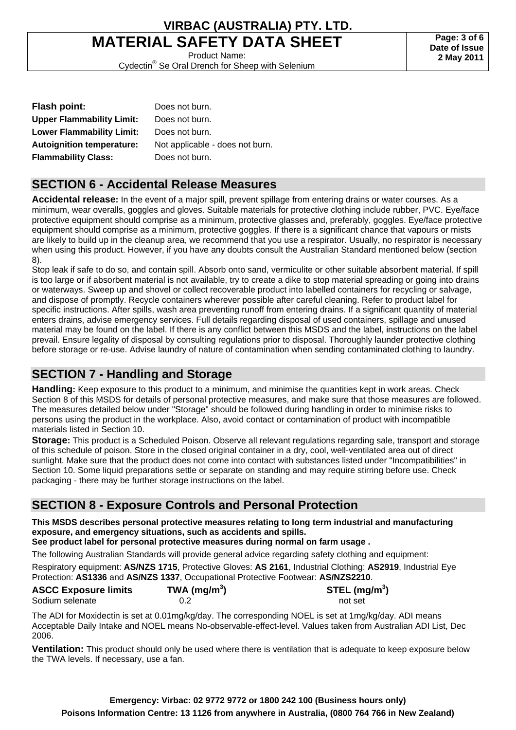| | |
|---|---|
| **Flash point:** | Does not burn. |
| **Upper Flammability Limit:** | Does not burn. |
| **Lower Flammability Limit:** | Does not burn. |
| **Autoignition temperature:** | Not applicable - does not burn. |
| **Flammability Class:** | Does not burn. |

## SECTION 6 - Accidental Release Measures

**Accidental release:** In the event of a major spill, prevent spillage from entering drains or water courses. As a minimum, wear overalls, goggles and gloves. Suitable materials for protective clothing include rubber, PVC. Eye/face protective equipment should comprise as a minimum, protective glasses and, preferably, goggles. Eye/face protective equipment should comprise as a minimum, protective goggles. If there is a significant chance that vapours or mists are likely to build up in the cleanup area, we recommend that you use a respirator. Usually, no respirator is necessary when using this product. However, if you have any doubts consult the Australian Standard mentioned below (section 8).

Stop leak if safe to do so, and contain spill. Absorb onto sand, vermiculite or other suitable absorbent material. If spill is too large or if absorbent material is not available, try to create a dike to stop material spreading or going into drains or waterways. Sweep up and shovel or collect recoverable product into labelled containers for recycling or salvage, and dispose of promptly. Recycle containers wherever possible after careful cleaning. Refer to product label for specific instructions. After spills, wash area preventing runoff from entering drains. If a significant quantity of material enters drains, advise emergency services. Full details regarding disposal of used containers, spillage and unused material may be found on the label. If there is any conflict between this MSDS and the label, instructions on the label prevail. Ensure legality of disposal by consulting regulations prior to disposal. Thoroughly launder protective clothing before storage or re-use. Advise laundry of nature of contamination when sending contaminated clothing to laundry.

## SECTION 7 - Handling and Storage

**Handling:** Keep exposure to this product to a minimum, and minimise the quantities kept in work areas. Check Section 8 of this MSDS for details of personal protective measures, and make sure that those measures are followed. The measures detailed below under "Storage" should be followed during handling in order to minimise risks to persons using the product in the workplace. Also, avoid contact or contamination of product with incompatible materials listed in Section 10.

**Storage:** This product is a Scheduled Poison. Observe all relevant regulations regarding sale, transport and storage of this schedule of poison. Store in the closed original container in a dry, cool, well-ventilated area out of direct sunlight. Make sure that the product does not come into contact with substances listed under "Incompatibilities" in Section 10. Some liquid preparations settle or separate on standing and may require stirring before use. Check packaging - there may be further storage instructions on the label.

## SECTION 8 - Exposure Controls and Personal Protection

**This MSDS describes personal protective measures relating to long term industrial and manufacturing exposure, and emergency situations, such as accidents and spills.**
**See product label for personal protective measures during normal on farm usage .**

The following Australian Standards will provide general advice regarding safety clothing and equipment:

Respiratory equipment: **AS/NZS 1715**, Protective Gloves: **AS 2161**, Industrial Clothing: **AS2919**, Industrial Eye Protection: **AS1336** and **AS/NZS 1337**, Occupational Protective Footwear: **AS/NZS2210**.

| **ASCC Exposure limits** | **TWA (mg/m$^3$)** | **STEL (mg/m$^3$)** |
|---|---|---|
| Sodium selenate | 0.2 | not set |

The ADI for Moxidectin is set at 0.01mg/kg/day. The corresponding NOEL is set at 1mg/kg/day. ADI means Acceptable Daily Intake and NOEL means No-observable-effect-level. Values taken from Australian ADI List, Dec 2006.

**Ventilation:** This product should only be used where there is ventilation that is adequate to keep exposure below the TWA levels. If necessary, use a fan.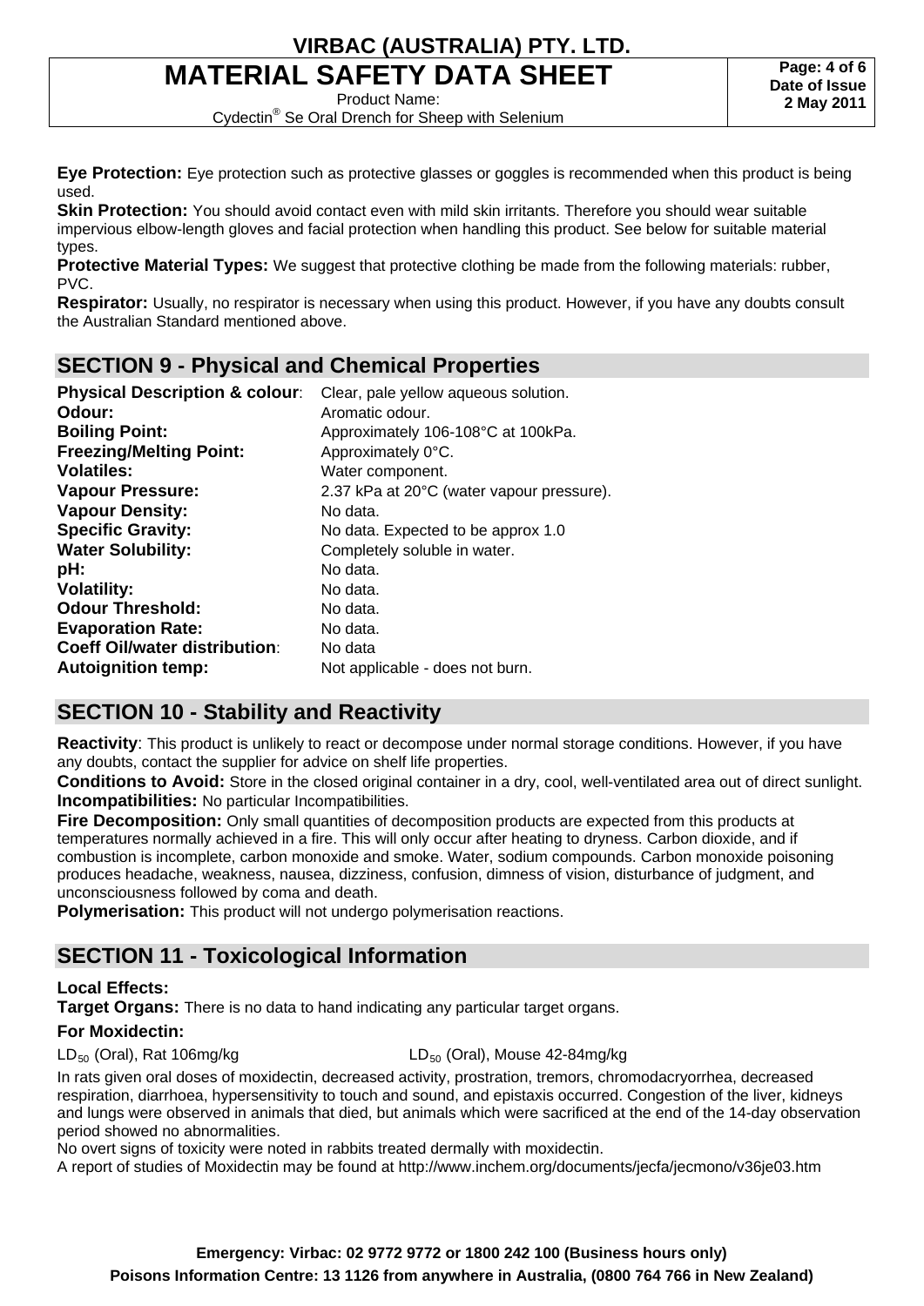**Eye Protection:** Eye protection such as protective glasses or goggles is recommended when this product is being used.
**Skin Protection:** You should avoid contact even with mild skin irritants. Therefore you should wear suitable impervious elbow-length gloves and facial protection when handling this product. See below for suitable material types.
**Protective Material Types:** We suggest that protective clothing be made from the following materials: rubber, PVC.
**Respirator:** Usually, no respirator is necessary when using this product. However, if you have any doubts consult the Australian Standard mentioned above.

## SECTION 9 - Physical and Chemical Properties

| | |
|---|---|
| **Physical Description & colour**: | Clear, pale yellow aqueous solution. |
| **Odour:** | Aromatic odour. |
| **Boiling Point:** | Approximately 106-108°C at 100kPa. |
| **Freezing/Melting Point:** | Approximately 0°C. |
| **Volatiles:** | Water component. |
| **Vapour Pressure:** | 2.37 kPa at 20°C (water vapour pressure). |
| **Vapour Density:** | No data. |
| **Specific Gravity:** | No data. Expected to be approx 1.0 |
| **Water Solubility:** | Completely soluble in water. |
| **pH:** | No data. |
| **Volatility:** | No data. |
| **Odour Threshold:** | No data. |
| **Evaporation Rate:** | No data. |
| **Coeff Oil/water distribution**: | No data |
| **Autoignition temp:** | Not applicable - does not burn. |

## SECTION 10 - Stability and Reactivity

**Reactivity**: This product is unlikely to react or decompose under normal storage conditions. However, if you have any doubts, contact the supplier for advice on shelf life properties.
**Conditions to Avoid:** Store in the closed original container in a dry, cool, well-ventilated area out of direct sunlight.
**Incompatibilities:** No particular Incompatibilities.
**Fire Decomposition:** Only small quantities of decomposition products are expected from this products at temperatures normally achieved in a fire. This will only occur after heating to dryness. Carbon dioxide, and if combustion is incomplete, carbon monoxide and smoke. Water, sodium compounds. Carbon monoxide poisoning produces headache, weakness, nausea, dizziness, confusion, dimness of vision, disturbance of judgment, and unconsciousness followed by coma and death.
**Polymerisation:** This product will not undergo polymerisation reactions.

## SECTION 11 - Toxicological Information

**Local Effects:**
**Target Organs:** There is no data to hand indicating any particular target organs.

**For Moxidectin:**

$LD_{50}$ (Oral), Rat 106mg/kg $LD_{50}$ (Oral), Mouse 42-84mg/kg

In rats given oral doses of moxidectin, decreased activity, prostration, tremors, chromodacryorrhea, decreased respiration, diarrhoea, hypersensitivity to touch and sound, and epistaxis occurred. Congestion of the liver, kidneys and lungs were observed in animals that died, but animals which were sacrificed at the end of the 14-day observation period showed no abnormalities.
No overt signs of toxicity were noted in rabbits treated dermally with moxidectin.
A report of studies of Moxidectin may be found at http://www.inchem.org/documents/jecfa/jecmono/v36je03.htm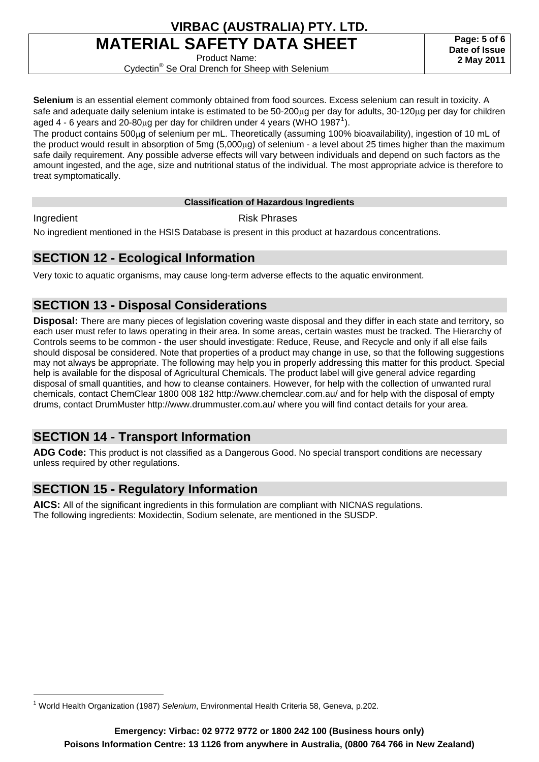**Selenium** is an essential element commonly obtained from food sources. Excess selenium can result in toxicity. A safe and adequate daily selenium intake is estimated to be 50-200μg per day for adults, 30-120μg per day for children aged 4 - 6 years and 20-80μg per day for children under 4 years (WHO 1987[1]).

The product contains 500μg of selenium per mL. Theoretically (assuming 100% bioavailability), ingestion of 10 mL of the product would result in absorption of 5mg (5,000μg) of selenium - a level about 25 times higher than the maximum safe daily requirement. Any possible adverse effects will vary between individuals and depend on such factors as the amount ingested, and the age, size and nutritional status of the individual. The most appropriate advice is therefore to treat symptomatically.

**Classification of Hazardous Ingredients**

| Ingredient | Risk Phrases |
|---|---|

No ingredient mentioned in the HSIS Database is present in this product at hazardous concentrations.

## SECTION 12 - Ecological Information

Very toxic to aquatic organisms, may cause long-term adverse effects to the aquatic environment.

## SECTION 13 - Disposal Considerations

**Disposal:** There are many pieces of legislation covering waste disposal and they differ in each state and territory, so each user must refer to laws operating in their area. In some areas, certain wastes must be tracked. The Hierarchy of Controls seems to be common - the user should investigate: Reduce, Reuse, and Recycle and only if all else fails should disposal be considered. Note that properties of a product may change in use, so that the following suggestions may not always be appropriate. The following may help you in properly addressing this matter for this product. Special help is available for the disposal of Agricultural Chemicals. The product label will give general advice regarding disposal of small quantities, and how to cleanse containers. However, for help with the collection of unwanted rural chemicals, contact ChemClear 1800 008 182 http://www.chemclear.com.au/ and for help with the disposal of empty drums, contact DrumMuster http://www.drummuster.com.au/ where you will find contact details for your area.

## SECTION 14 - Transport Information

**ADG Code:** This product is not classified as a Dangerous Good. No special transport conditions are necessary unless required by other regulations.

## SECTION 15 - Regulatory Information

**AICS:** All of the significant ingredients in this formulation are compliant with NICNAS regulations.
The following ingredients: Moxidectin, Sodium selenate, are mentioned in the SUSDP.

---

[1] World Health Organization (1987) *Selenium*, Environmental Health Criteria 58, Geneva, p.202.

**Emergency: Virbac: 02 9772 9772 or 1800 242 100 (Business hours only)**
**Poisons Information Centre: 13 1126 from anywhere in Australia, (0800 764 766 in New Zealand)**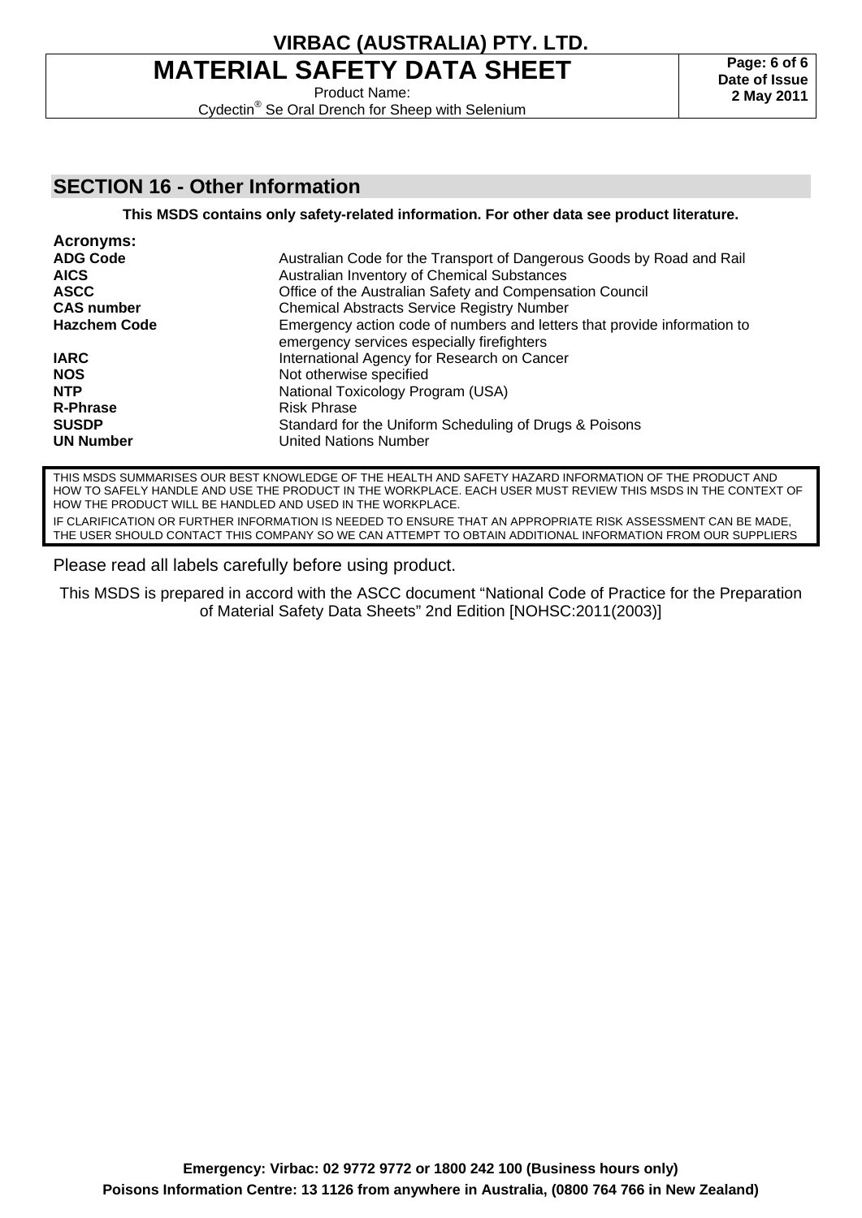## SECTION 16 - Other Information

**This MSDS contains only safety-related information. For other data see product literature.**

**Acronyms:**

| | |
|---|---|
| **ADG Code** | Australian Code for the Transport of Dangerous Goods by Road and Rail |
| **AICS** | Australian Inventory of Chemical Substances |
| **ASCC** | Office of the Australian Safety and Compensation Council |
| **CAS number** | Chemical Abstracts Service Registry Number |
| **Hazchem Code** | Emergency action code of numbers and letters that provide information to emergency services especially firefighters |
| **IARC** | International Agency for Research on Cancer |
| **NOS** | Not otherwise specified |
| **NTP** | National Toxicology Program (USA) |
| **R-Phrase** | Risk Phrase |
| **SUSDP** | Standard for the Uniform Scheduling of Drugs & Poisons |
| **UN Number** | United Nations Number |

THIS MSDS SUMMARISES OUR BEST KNOWLEDGE OF THE HEALTH AND SAFETY HAZARD INFORMATION OF THE PRODUCT AND HOW TO SAFELY HANDLE AND USE THE PRODUCT IN THE WORKPLACE. EACH USER MUST REVIEW THIS MSDS IN THE CONTEXT OF HOW THE PRODUCT WILL BE HANDLED AND USED IN THE WORKPLACE.

IF CLARIFICATION OR FURTHER INFORMATION IS NEEDED TO ENSURE THAT AN APPROPRIATE RISK ASSESSMENT CAN BE MADE, THE USER SHOULD CONTACT THIS COMPANY SO WE CAN ATTEMPT TO OBTAIN ADDITIONAL INFORMATION FROM OUR SUPPLIERS

Please read all labels carefully before using product.

This MSDS is prepared in accord with the ASCC document "National Code of Practice for the Preparation of Material Safety Data Sheets" 2nd Edition [NOHSC:2011(2003)]

**Emergency: Virbac: 02 9772 9772 or 1800 242 100 (Business hours only)**

**Poisons Information Centre: 13 1126 from anywhere in Australia, (0800 764 766 in New Zealand)**